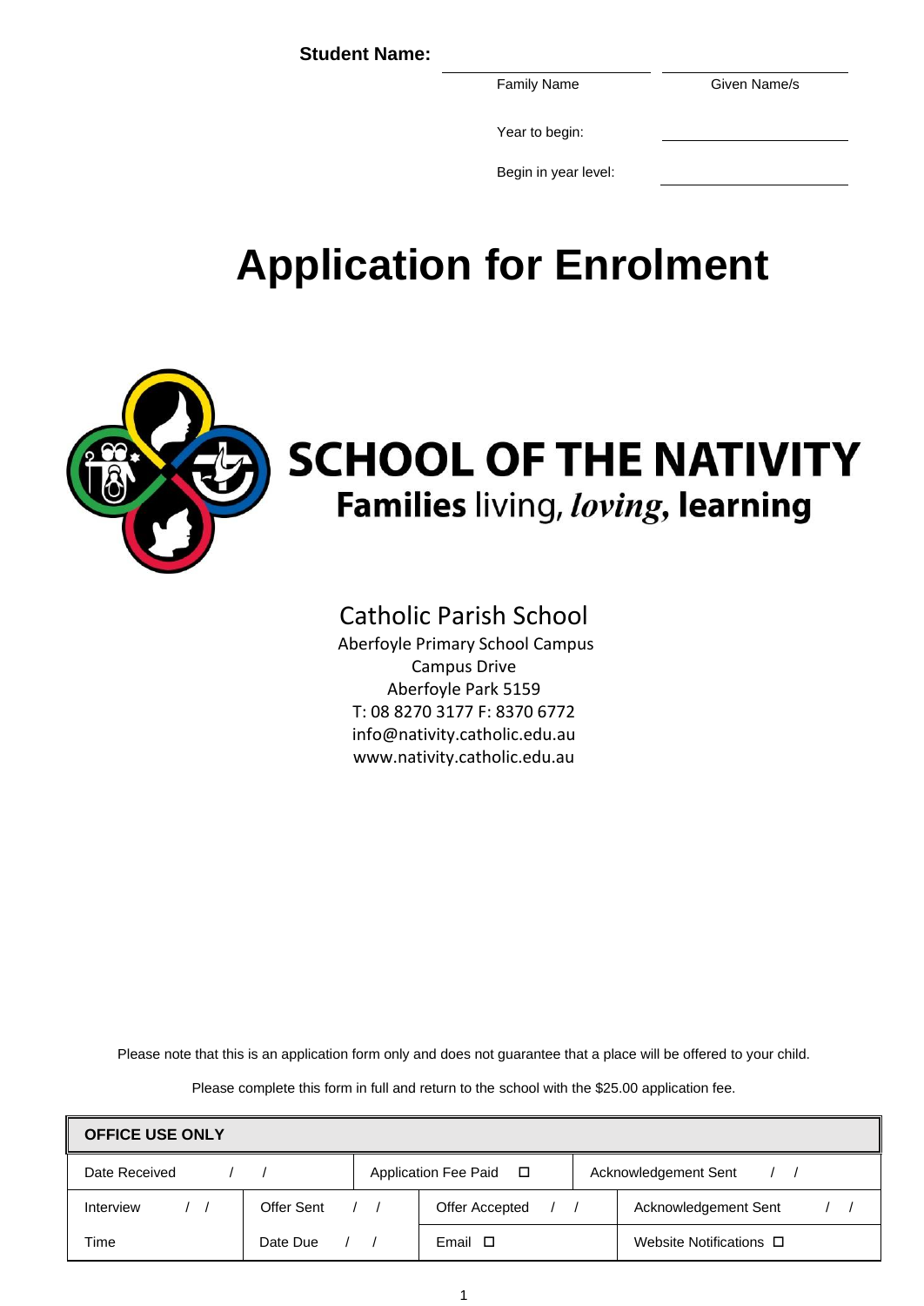**Student Name:**

| Family Name | Given Name/s |
|---|---|
| | |

Year to begin: ____________________

Begin in year level: ____________________

# Application for Enrolment

**SCHOOL OF THE NATIVITY**

**Families** living, ***loving,*** **learning**

Catholic Parish School
Aberfoyle Primary School Campus
Campus Drive
Aberfoyle Park 5159
T: 08 8270 3177 F: 8370 6772
info@nativity.catholic.edu.au
www.nativity.catholic.edu.au

Please note that this is an application form only and does not guarantee that a place will be offered to your child.

Please complete this form in full and return to the school with the $25.00 application fee.

| OFFICE USE ONLY | | | |
|---|---|---|---|
| Date Received / / | Application Fee Paid ☐ | Acknowledgement Sent / / | |
| Interview / / | Offer Sent / / | Offer Accepted / / | Acknowledgement Sent / / |
| Time | Date Due / / | Email ☐ | Website Notifications ☐ |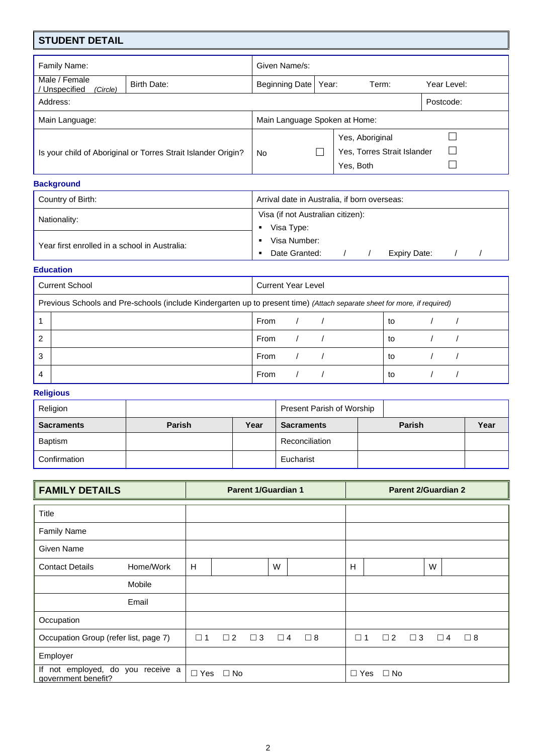## STUDENT DETAIL

| Family Name: | | Given Name/s: | | | |
|---|---|---|---|---|---|
| Male / Female / Unspecified *(Circle)* | Birth Date: | Beginning Date | Year: | Term: | Year Level: |
| Address: | | | | | Postcode: |
| Main Language: | | Main Language Spoken at Home: | | | |

| Is your child of Aboriginal or Torres Strait Islander Origin? | No ☐ | Yes, Aboriginal ☐ |
|---|---|---|
| | | Yes, Torres Strait Islander ☐ |
| | | Yes, Both ☐ |

### Background

| Country of Birth: | Arrival date in Australia, if born overseas: |
|---|---|
| Nationality: | Visa (if not Australian citizen):<br>▪ Visa Type: |
| Year first enrolled in a school in Australia: | ▪ Visa Number:<br>▪ Date Granted: / / Expiry Date: / / |

### Education

| Current School | | Current Year Level | |
|---|---|---|---|
| Previous Schools and Pre-schools (include Kindergarten up to present time) *(Attach separate sheet for more, if required)* | | | |
| 1 | | From / / | to / / |
| 2 | | From / / | to / / |
| 3 | | From / / | to / / |
| 4 | | From / / | to / / |

### Religious

| Religion | | | Present Parish of Worship | | |
|---|---|---|---|---|---|
| **Sacraments** | **Parish** | **Year** | **Sacraments** | **Parish** | **Year** |
| Baptism | | | Reconciliation | | |
| Confirmation | | | Eucharist | | |

## FAMILY DETAILS

| FAMILY DETAILS | | Parent 1/Guardian 1 | Parent 2/Guardian 2 |
|---|---|---|---|
| Title | | | |
| Family Name | | | |
| Given Name | | | |
| Contact Details | Home/Work | H W | H W |
| | Mobile | | |
| | Email | | |
| Occupation | | | |
| Occupation Group (refer list, page 7) | | ☐ 1 ☐ 2 ☐ 3 ☐ 4 ☐ 8 | ☐ 1 ☐ 2 ☐ 3 ☐ 4 ☐ 8 |
| Employer | | | |
| If not employed, do you receive a government benefit? | | ☐ Yes ☐ No | ☐ Yes ☐ No |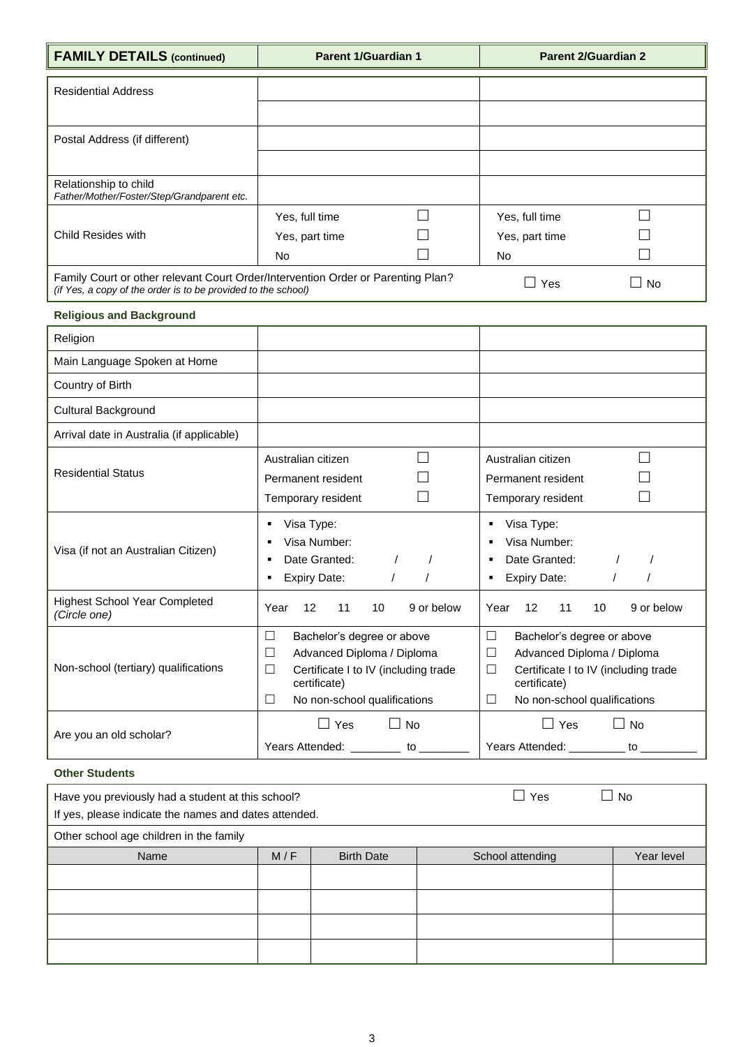| FAMILY DETAILS (continued) | Parent 1/Guardian 1 | Parent 2/Guardian 2 |
|---|---|---|
| Residential Address | | |
| | | |
| Postal Address (if different) | | |
| | | |
| Relationship to child<br>*Father/Mother/Foster/Step/Grandparent etc.* | | |
| Child Resides with | Yes, full time ☐<br>Yes, part time ☐<br>No ☐ | Yes, full time ☐<br>Yes, part time ☐<br>No ☐ |
| Family Court or other relevant Court Order/Intervention Order or Parenting Plan?<br>*(if Yes, a copy of the order is to be provided to the school)* | | ☐ Yes ☐ No |

**Religious and Background**

| | Parent 1/Guardian 1 | Parent 2/Guardian 2 |
|---|---|---|
| Religion | | |
| Main Language Spoken at Home | | |
| Country of Birth | | |
| Cultural Background | | |
| Arrival date in Australia (if applicable) | | |
| Residential Status | Australian citizen ☐<br>Permanent resident ☐<br>Temporary resident ☐ | Australian citizen ☐<br>Permanent resident ☐<br>Temporary resident ☐ |
| Visa (if not an Australian Citizen) | ▪ Visa Type:<br>▪ Visa Number:<br>▪ Date Granted: / /<br>▪ Expiry Date: / / | ▪ Visa Type:<br>▪ Visa Number:<br>▪ Date Granted: / /<br>▪ Expiry Date: / / |
| Highest School Year Completed<br>*(Circle one)* | Year 12 11 10 9 or below | Year 12 11 10 9 or below |
| Non-school (tertiary) qualifications | ☐ Bachelor's degree or above<br>☐ Advanced Diploma / Diploma<br>☐ Certificate I to IV (including trade certificate)<br>☐ No non-school qualifications | ☐ Bachelor's degree or above<br>☐ Advanced Diploma / Diploma<br>☐ Certificate I to IV (including trade certificate)<br>☐ No non-school qualifications |
| Are you an old scholar? | ☐ Yes ☐ No<br>Years Attended: ________ to ________ | ☐ Yes ☐ No<br>Years Attended: _________ to _________ |

**Other Students**

Have you previously had a student at this school? ☐ Yes ☐ No

If yes, please indicate the names and dates attended.

Other school age children in the family

| Name | M / F | Birth Date | School attending | Year level |
|---|---|---|---|---|
| | | | | |
| | | | | |
| | | | | |
| | | | | |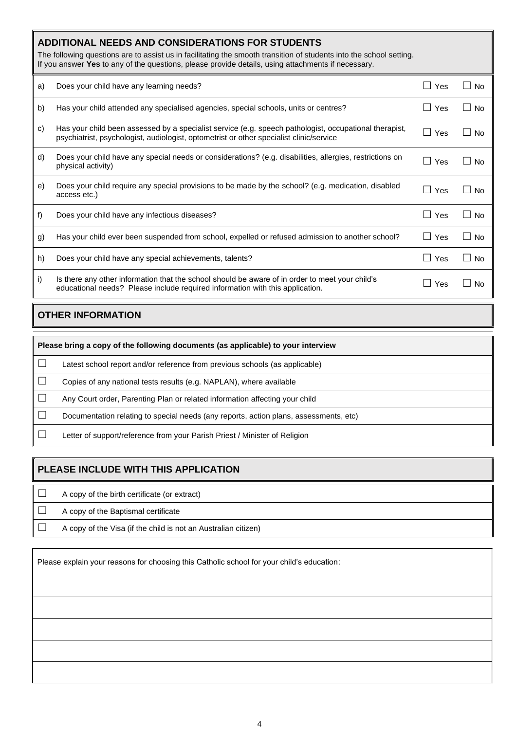## ADDITIONAL NEEDS AND CONSIDERATIONS FOR STUDENTS

The following questions are to assist us in facilitating the smooth transition of students into the school setting.
If you answer **Yes** to any of the questions, please provide details, using attachments if necessary.

| | | | |
|---|---|---|---|
| a) | Does your child have any learning needs? | ☐ Yes | ☐ No |
| b) | Has your child attended any specialised agencies, special schools, units or centres? | ☐ Yes | ☐ No |
| c) | Has your child been assessed by a specialist service (e.g. speech pathologist, occupational therapist, psychiatrist, psychologist, audiologist, optometrist or other specialist clinic/service | ☐ Yes | ☐ No |
| d) | Does your child have any special needs or considerations? (e.g. disabilities, allergies, restrictions on physical activity) | ☐ Yes | ☐ No |
| e) | Does your child require any special provisions to be made by the school? (e.g. medication, disabled access etc.) | ☐ Yes | ☐ No |
| f) | Does your child have any infectious diseases? | ☐ Yes | ☐ No |
| g) | Has your child ever been suspended from school, expelled or refused admission to another school? | ☐ Yes | ☐ No |
| h) | Does your child have any special achievements, talents? | ☐ Yes | ☐ No |
| i) | Is there any other information that the school should be aware of in order to meet your child's educational needs? Please include required information with this application. | ☐ Yes | ☐ No |

## OTHER INFORMATION

**Please bring a copy of the following documents (as applicable) to your interview**

- ☐ Latest school report and/or reference from previous schools (as applicable)
- ☐ Copies of any national tests results (e.g. NAPLAN), where available
- ☐ Any Court order, Parenting Plan or related information affecting your child
- ☐ Documentation relating to special needs (any reports, action plans, assessments, etc)
- ☐ Letter of support/reference from your Parish Priest / Minister of Religion

## PLEASE INCLUDE WITH THIS APPLICATION

- ☐ A copy of the birth certificate (or extract)
- ☐ A copy of the Baptismal certificate
- ☐ A copy of the Visa (if the child is not an Australian citizen)

Please explain your reasons for choosing this Catholic school for your child's education:

______________________________________________

______________________________________________

______________________________________________

______________________________________________

______________________________________________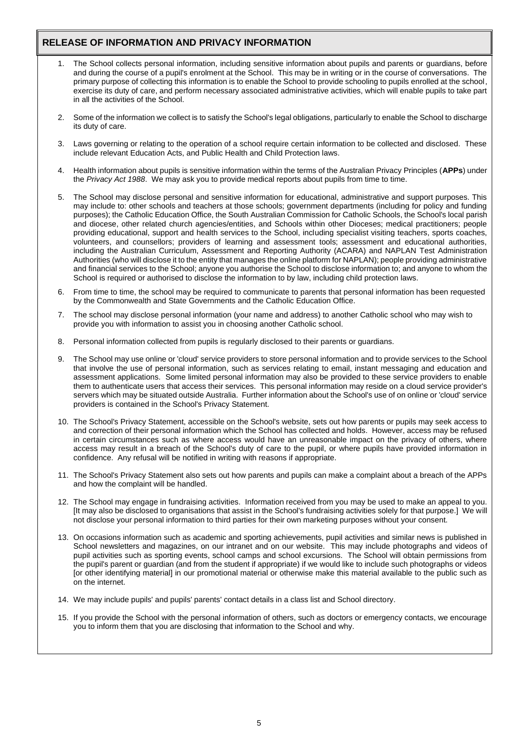## RELEASE OF INFORMATION AND PRIVACY INFORMATION

1. The School collects personal information, including sensitive information about pupils and parents or guardians, before and during the course of a pupil's enrolment at the School. This may be in writing or in the course of conversations. The primary purpose of collecting this information is to enable the School to provide schooling to pupils enrolled at the school, exercise its duty of care, and perform necessary associated administrative activities, which will enable pupils to take part in all the activities of the School.

2. Some of the information we collect is to satisfy the School's legal obligations, particularly to enable the School to discharge its duty of care.

3. Laws governing or relating to the operation of a school require certain information to be collected and disclosed. These include relevant Education Acts, and Public Health and Child Protection laws.

4. Health information about pupils is sensitive information within the terms of the Australian Privacy Principles (**APPs**) under the *Privacy Act 1988*. We may ask you to provide medical reports about pupils from time to time.

5. The School may disclose personal and sensitive information for educational, administrative and support purposes. This may include to: other schools and teachers at those schools; government departments (including for policy and funding purposes); the Catholic Education Office, the South Australian Commission for Catholic Schools, the School's local parish and diocese, other related church agencies/entities, and Schools within other Dioceses; medical practitioners; people providing educational, support and health services to the School, including specialist visiting teachers, sports coaches, volunteers, and counsellors; providers of learning and assessment tools; assessment and educational authorities, including the Australian Curriculum, Assessment and Reporting Authority (ACARA) and NAPLAN Test Administration Authorities (who will disclose it to the entity that manages the online platform for NAPLAN); people providing administrative and financial services to the School; anyone you authorise the School to disclose information to; and anyone to whom the School is required or authorised to disclose the information to by law, including child protection laws.

6. From time to time, the school may be required to communicate to parents that personal information has been requested by the Commonwealth and State Governments and the Catholic Education Office.

7. The school may disclose personal information (your name and address) to another Catholic school who may wish to provide you with information to assist you in choosing another Catholic school.

8. Personal information collected from pupils is regularly disclosed to their parents or guardians.

9. The School may use online or 'cloud' service providers to store personal information and to provide services to the School that involve the use of personal information, such as services relating to email, instant messaging and education and assessment applications. Some limited personal information may also be provided to these service providers to enable them to authenticate users that access their services. This personal information may reside on a cloud service provider's servers which may be situated outside Australia. Further information about the School's use of on online or 'cloud' service providers is contained in the School's Privacy Statement.

10. The School's Privacy Statement, accessible on the School's website, sets out how parents or pupils may seek access to and correction of their personal information which the School has collected and holds. However, access may be refused in certain circumstances such as where access would have an unreasonable impact on the privacy of others, where access may result in a breach of the School's duty of care to the pupil, or where pupils have provided information in confidence. Any refusal will be notified in writing with reasons if appropriate.

11. The School's Privacy Statement also sets out how parents and pupils can make a complaint about a breach of the APPs and how the complaint will be handled.

12. The School may engage in fundraising activities. Information received from you may be used to make an appeal to you. [It may also be disclosed to organisations that assist in the School's fundraising activities solely for that purpose.] We will not disclose your personal information to third parties for their own marketing purposes without your consent.

13. On occasions information such as academic and sporting achievements, pupil activities and similar news is published in School newsletters and magazines, on our intranet and on our website. This may include photographs and videos of pupil activities such as sporting events, school camps and school excursions. The School will obtain permissions from the pupil's parent or guardian (and from the student if appropriate) if we would like to include such photographs or videos [or other identifying material] in our promotional material or otherwise make this material available to the public such as on the internet.

14. We may include pupils' and pupils' parents' contact details in a class list and School directory.

15. If you provide the School with the personal information of others, such as doctors or emergency contacts, we encourage you to inform them that you are disclosing that information to the School and why.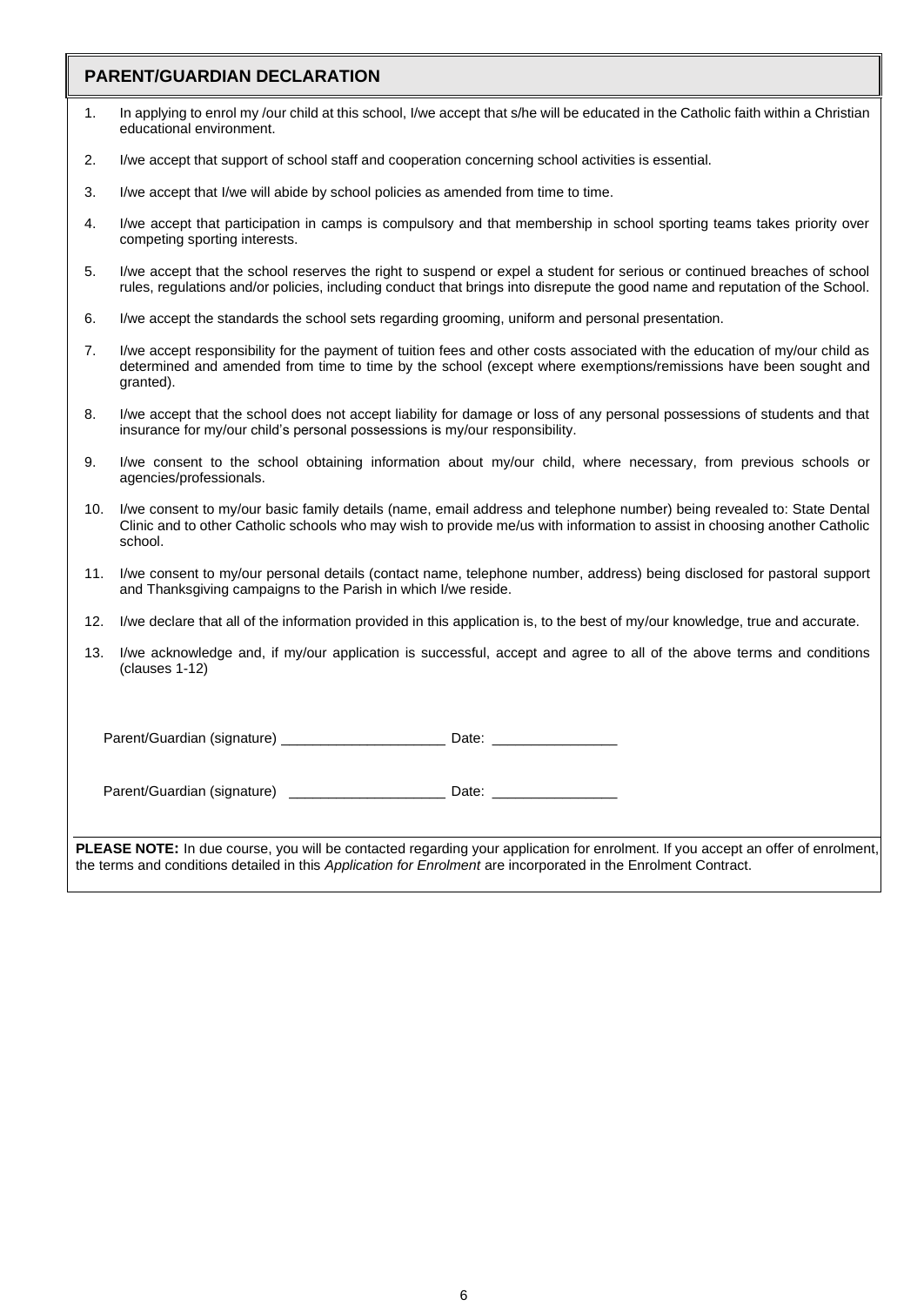## PARENT/GUARDIAN DECLARATION

1. In applying to enrol my /our child at this school, I/we accept that s/he will be educated in the Catholic faith within a Christian educational environment.
2. I/we accept that support of school staff and cooperation concerning school activities is essential.
3. I/we accept that I/we will abide by school policies as amended from time to time.
4. I/we accept that participation in camps is compulsory and that membership in school sporting teams takes priority over competing sporting interests.
5. I/we accept that the school reserves the right to suspend or expel a student for serious or continued breaches of school rules, regulations and/or policies, including conduct that brings into disrepute the good name and reputation of the School.
6. I/we accept the standards the school sets regarding grooming, uniform and personal presentation.
7. I/we accept responsibility for the payment of tuition fees and other costs associated with the education of my/our child as determined and amended from time to time by the school (except where exemptions/remissions have been sought and granted).
8. I/we accept that the school does not accept liability for damage or loss of any personal possessions of students and that insurance for my/our child's personal possessions is my/our responsibility.
9. I/we consent to the school obtaining information about my/our child, where necessary, from previous schools or agencies/professionals.
10. I/we consent to my/our basic family details (name, email address and telephone number) being revealed to: State Dental Clinic and to other Catholic schools who may wish to provide me/us with information to assist in choosing another Catholic school.
11. I/we consent to my/our personal details (contact name, telephone number, address) being disclosed for pastoral support and Thanksgiving campaigns to the Parish in which I/we reside.
12. I/we declare that all of the information provided in this application is, to the best of my/our knowledge, true and accurate.
13. I/we acknowledge and, if my/our application is successful, accept and agree to all of the above terms and conditions (clauses 1-12)

Parent/Guardian (signature) _____________________ Date: ________________

Parent/Guardian (signature) ____________________ Date: ________________

**PLEASE NOTE:** In due course, you will be contacted regarding your application for enrolment. If you accept an offer of enrolment, the terms and conditions detailed in this *Application for Enrolment* are incorporated in the Enrolment Contract.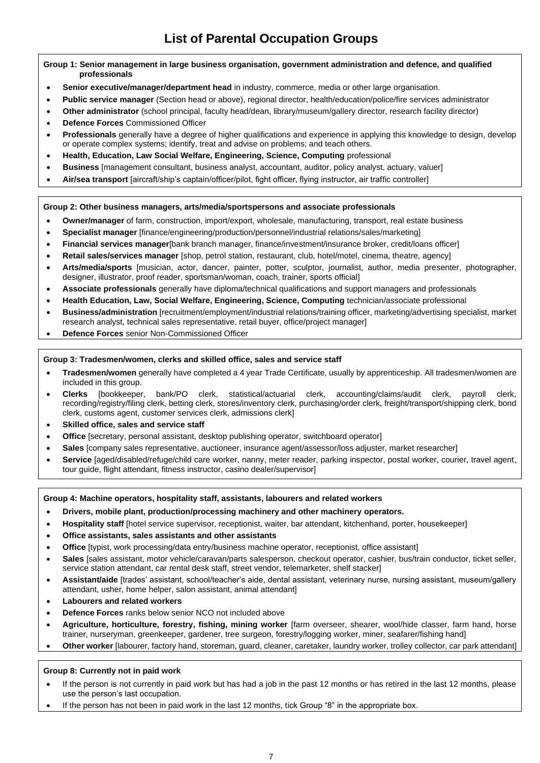# List of Parental Occupation Groups

**Group 1: Senior management in large business organisation, government administration and defence, and qualified professionals**

- **Senior executive/manager/department head** in industry, commerce, media or other large organisation.
- **Public service manager** (Section head or above), regional director, health/education/police/fire services administrator
- **Other administrator** (school principal, faculty head/dean, library/museum/gallery director, research facility director)
- **Defence Forces** Commissioned Officer
- **Professionals** generally have a degree of higher qualifications and experience in applying this knowledge to design, develop or operate complex systems; identify, treat and advise on problems; and teach others.
- **Health, Education, Law Social Welfare, Engineering, Science, Computing** professional
- **Business** [management consultant, business analyst, accountant, auditor, policy analyst, actuary, valuer]
- **Air/sea transport** [aircraft/ship's captain/officer/pilot, fight officer, flying instructor, air traffic controller]

**Group 2: Other business managers, arts/media/sportspersons and associate professionals**

- **Owner/manager** of farm, construction, import/export, wholesale, manufacturing, transport, real estate business
- **Specialist manager** [finance/engineering/production/personnel/industrial relations/sales/marketing]
- **Financial services manager**[bank branch manager, finance/investment/insurance broker, credit/loans officer]
- **Retail sales/services manager** [shop, petrol station, restaurant, club, hotel/motel, cinema, theatre, agency]
- **Arts/media/sports** [musician, actor, dancer, painter, potter, sculptor, journalist, author, media presenter, photographer, designer, illustrator, proof reader, sportsman/woman, coach, trainer, sports official]
- **Associate professionals** generally have diploma/technical qualifications and support managers and professionals
- **Health Education, Law, Social Welfare, Engineering, Science, Computing** technician/associate professional
- **Business/administration** [recruitment/employment/industrial relations/training officer, marketing/advertising specialist, market research analyst, technical sales representative, retail buyer, office/project manager]
- **Defence Forces** senior Non-Commissioned Officer

**Group 3: Tradesmen/women, clerks and skilled office, sales and service staff**

- **Tradesmen/women** generally have completed a 4 year Trade Certificate, usually by apprenticeship. All tradesmen/women are included in this group.
- **Clerks** [bookkeeper, bank/PO clerk, statistical/actuarial clerk, accounting/claims/audit clerk, payroll clerk, recording/registry/filing clerk, betting clerk, stores/inventory clerk, purchasing/order clerk, freight/transport/shipping clerk, bond clerk, customs agent, customer services clerk, admissions clerk]
- **Skilled office, sales and service staff**
- **Office** [secretary, personal assistant, desktop publishing operator, switchboard operator]
- **Sales** [company sales representative, auctioneer, insurance agent/assessor/loss adjuster, market researcher]
- **Service** [aged/disabled/refuge/child care worker, nanny, meter reader, parking inspector, postal worker, courier, travel agent, tour guide, flight attendant, fitness instructor, casino dealer/supervisor]

**Group 4: Machine operators, hospitality staff, assistants, labourers and related workers**

- **Drivers, mobile plant, production/processing machinery and other machinery operators.**
- **Hospitality staff** [hotel service supervisor, receptionist, waiter, bar attendant, kitchenhand, porter, housekeeper]
- **Office assistants, sales assistants and other assistants**
- **Office** [typist, work processing/data entry/business machine operator, receptionist, office assistant]
- **Sales** [sales assistant, motor vehicle/caravan/parts salesperson, checkout operator, cashier, bus/train conductor, ticket seller, service station attendant, car rental desk staff, street vendor, telemarketer, shelf stacker]
- **Assistant/aide** [trades' assistant, school/teacher's aide, dental assistant, veterinary nurse, nursing assistant, museum/gallery attendant, usher, home helper, salon assistant, animal attendant]
- **Labourers and related workers**
- **Defence Forces** ranks below senior NCO not included above
- **Agriculture, horticulture, forestry, fishing, mining worker** [farm overseer, shearer, wool/hide classer, farm hand, horse trainer, nurseryman, greenkeeper, gardener, tree surgeon, forestry/logging worker, miner, seafarer/fishing hand]
- **Other worker** [labourer, factory hand, storeman, guard, cleaner, caretaker, laundry worker, trolley collector, car park attendant]

**Group 8: Currently not in paid work**

- If the person is not currently in paid work but has had a job in the past 12 months or has retired in the last 12 months, please use the person's last occupation.
- If the person has not been in paid work in the last 12 months, tick Group "8" in the appropriate box.